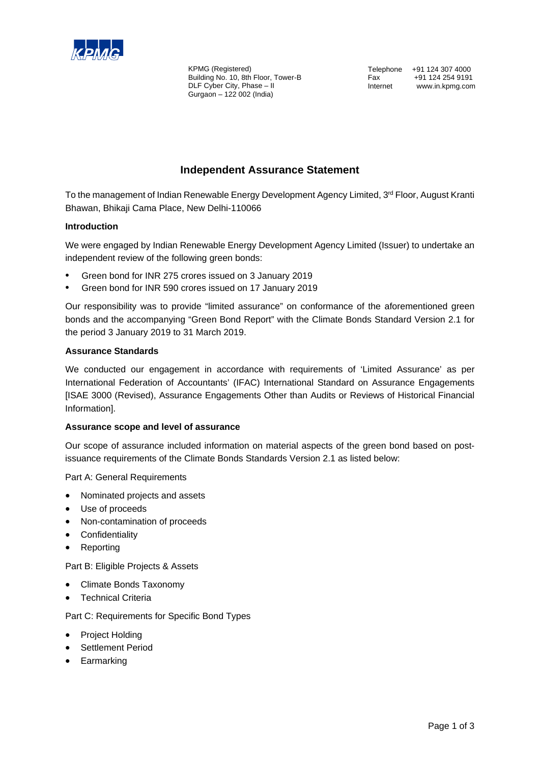KPMG (Registered)
Building No. 10, 8th Floor, Tower-B
DLF Cyber City, Phase – II
Gurgaon – 122 002 (India)

Telephone +91 124 307 4000
Fax +91 124 254 9191
Internet www.in.kpmg.com

# Independent Assurance Statement

To the management of Indian Renewable Energy Development Agency Limited, 3rd Floor, August Kranti Bhawan, Bhikaji Cama Place, New Delhi-110066

**Introduction**

We were engaged by Indian Renewable Energy Development Agency Limited (Issuer) to undertake an independent review of the following green bonds:

- Green bond for INR 275 crores issued on 3 January 2019
- Green bond for INR 590 crores issued on 17 January 2019

Our responsibility was to provide "limited assurance" on conformance of the aforementioned green bonds and the accompanying "Green Bond Report" with the Climate Bonds Standard Version 2.1 for the period 3 January 2019 to 31 March 2019.

**Assurance Standards**

We conducted our engagement in accordance with requirements of 'Limited Assurance' as per International Federation of Accountants' (IFAC) International Standard on Assurance Engagements [ISAE 3000 (Revised), Assurance Engagements Other than Audits or Reviews of Historical Financial Information].

**Assurance scope and level of assurance**

Our scope of assurance included information on material aspects of the green bond based on post-issuance requirements of the Climate Bonds Standards Version 2.1 as listed below:

Part A: General Requirements

- Nominated projects and assets
- Use of proceeds
- Non-contamination of proceeds
- Confidentiality
- Reporting

Part B: Eligible Projects & Assets

- Climate Bonds Taxonomy
- Technical Criteria

Part C: Requirements for Specific Bond Types

- Project Holding
- Settlement Period
- Earmarking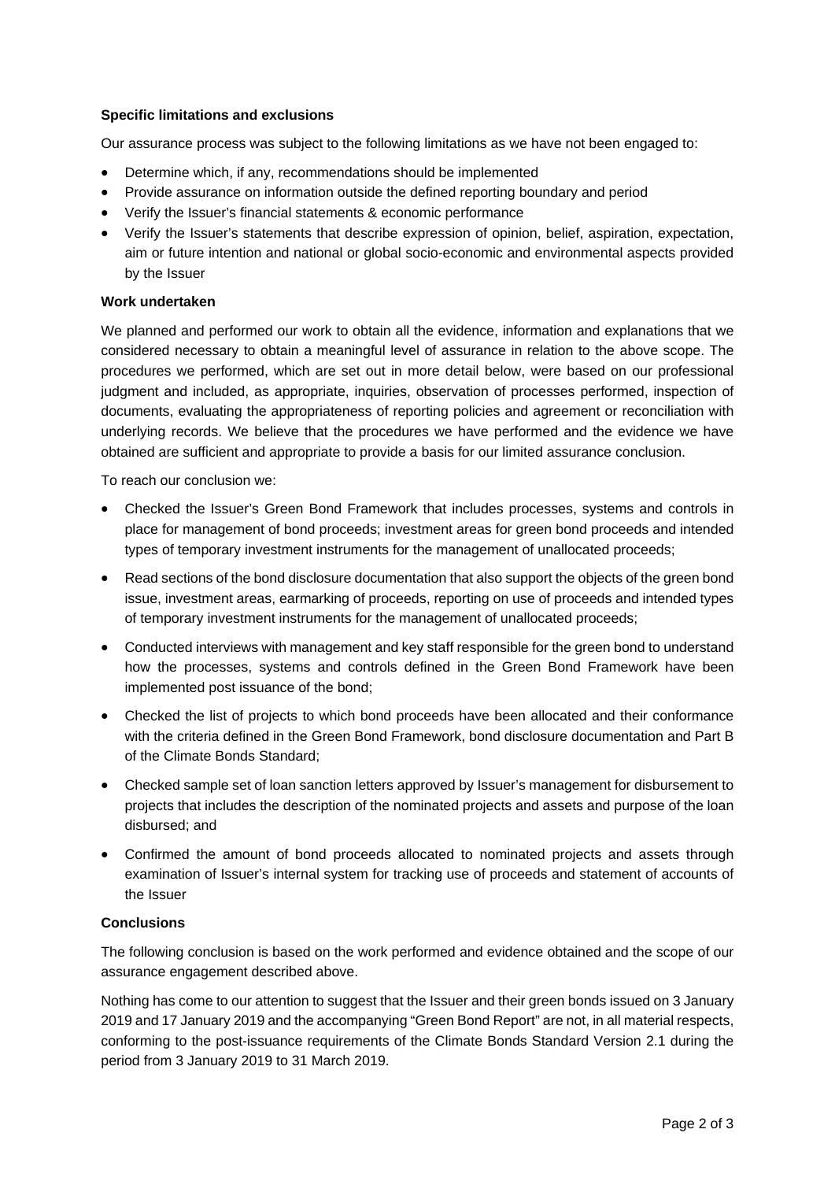**Specific limitations and exclusions**

Our assurance process was subject to the following limitations as we have not been engaged to:

- Determine which, if any, recommendations should be implemented
- Provide assurance on information outside the defined reporting boundary and period
- Verify the Issuer's financial statements & economic performance
- Verify the Issuer's statements that describe expression of opinion, belief, aspiration, expectation, aim or future intention and national or global socio-economic and environmental aspects provided by the Issuer

**Work undertaken**

We planned and performed our work to obtain all the evidence, information and explanations that we considered necessary to obtain a meaningful level of assurance in relation to the above scope. The procedures we performed, which are set out in more detail below, were based on our professional judgment and included, as appropriate, inquiries, observation of processes performed, inspection of documents, evaluating the appropriateness of reporting policies and agreement or reconciliation with underlying records. We believe that the procedures we have performed and the evidence we have obtained are sufficient and appropriate to provide a basis for our limited assurance conclusion.

To reach our conclusion we:

- Checked the Issuer's Green Bond Framework that includes processes, systems and controls in place for management of bond proceeds; investment areas for green bond proceeds and intended types of temporary investment instruments for the management of unallocated proceeds;
- Read sections of the bond disclosure documentation that also support the objects of the green bond issue, investment areas, earmarking of proceeds, reporting on use of proceeds and intended types of temporary investment instruments for the management of unallocated proceeds;
- Conducted interviews with management and key staff responsible for the green bond to understand how the processes, systems and controls defined in the Green Bond Framework have been implemented post issuance of the bond;
- Checked the list of projects to which bond proceeds have been allocated and their conformance with the criteria defined in the Green Bond Framework, bond disclosure documentation and Part B of the Climate Bonds Standard;
- Checked sample set of loan sanction letters approved by Issuer's management for disbursement to projects that includes the description of the nominated projects and assets and purpose of the loan disbursed; and
- Confirmed the amount of bond proceeds allocated to nominated projects and assets through examination of Issuer's internal system for tracking use of proceeds and statement of accounts of the Issuer

**Conclusions**

The following conclusion is based on the work performed and evidence obtained and the scope of our assurance engagement described above.

Nothing has come to our attention to suggest that the Issuer and their green bonds issued on 3 January 2019 and 17 January 2019 and the accompanying "Green Bond Report" are not, in all material respects, conforming to the post-issuance requirements of the Climate Bonds Standard Version 2.1 during the period from 3 January 2019 to 31 March 2019.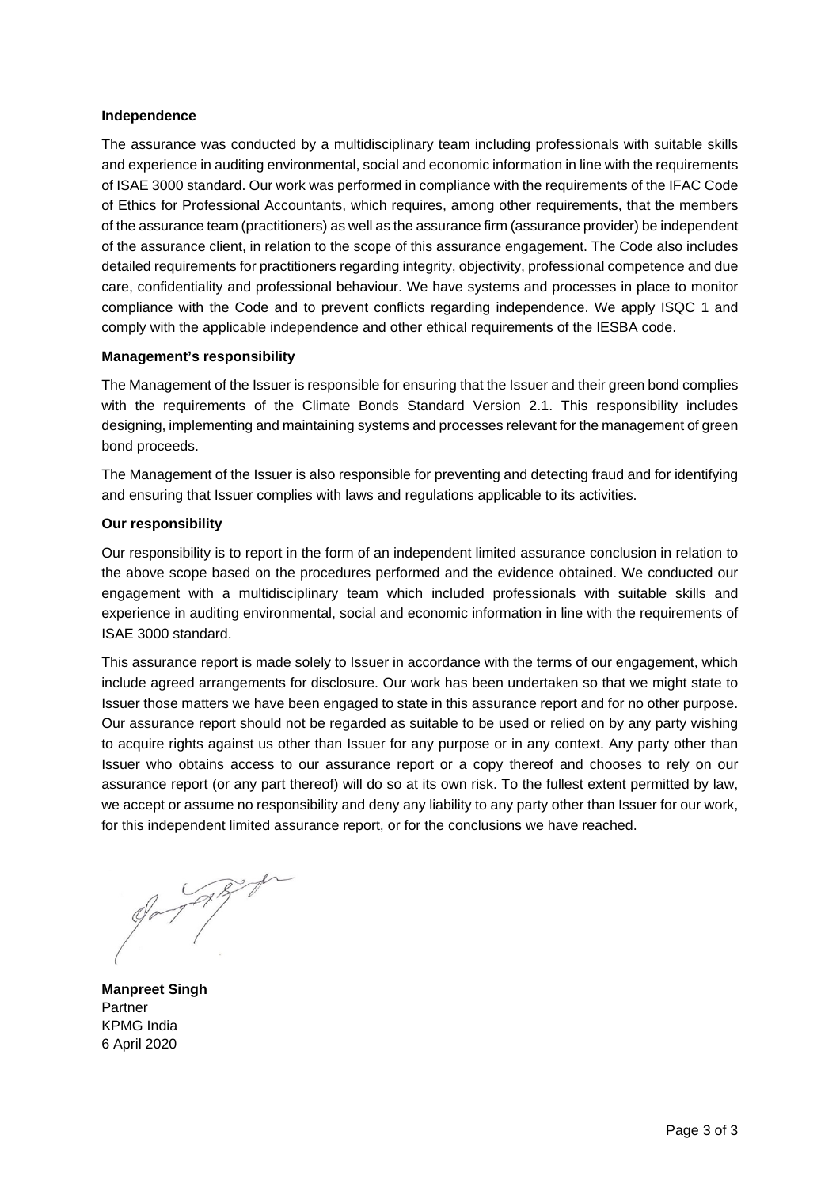**Independence**

The assurance was conducted by a multidisciplinary team including professionals with suitable skills and experience in auditing environmental, social and economic information in line with the requirements of ISAE 3000 standard. Our work was performed in compliance with the requirements of the IFAC Code of Ethics for Professional Accountants, which requires, among other requirements, that the members of the assurance team (practitioners) as well as the assurance firm (assurance provider) be independent of the assurance client, in relation to the scope of this assurance engagement. The Code also includes detailed requirements for practitioners regarding integrity, objectivity, professional competence and due care, confidentiality and professional behaviour. We have systems and processes in place to monitor compliance with the Code and to prevent conflicts regarding independence. We apply ISQC 1 and comply with the applicable independence and other ethical requirements of the IESBA code.

**Management's responsibility**

The Management of the Issuer is responsible for ensuring that the Issuer and their green bond complies with the requirements of the Climate Bonds Standard Version 2.1. This responsibility includes designing, implementing and maintaining systems and processes relevant for the management of green bond proceeds.

The Management of the Issuer is also responsible for preventing and detecting fraud and for identifying and ensuring that Issuer complies with laws and regulations applicable to its activities.

**Our responsibility**

Our responsibility is to report in the form of an independent limited assurance conclusion in relation to the above scope based on the procedures performed and the evidence obtained. We conducted our engagement with a multidisciplinary team which included professionals with suitable skills and experience in auditing environmental, social and economic information in line with the requirements of ISAE 3000 standard.

This assurance report is made solely to Issuer in accordance with the terms of our engagement, which include agreed arrangements for disclosure. Our work has been undertaken so that we might state to Issuer those matters we have been engaged to state in this assurance report and for no other purpose. Our assurance report should not be regarded as suitable to be used or relied on by any party wishing to acquire rights against us other than Issuer for any purpose or in any context. Any party other than Issuer who obtains access to our assurance report or a copy thereof and chooses to rely on our assurance report (or any part thereof) will do so at its own risk. To the fullest extent permitted by law, we accept or assume no responsibility and deny any liability to any party other than Issuer for our work, for this independent limited assurance report, or for the conclusions we have reached.

**Manpreet Singh**
Partner
KPMG India
6 April 2020